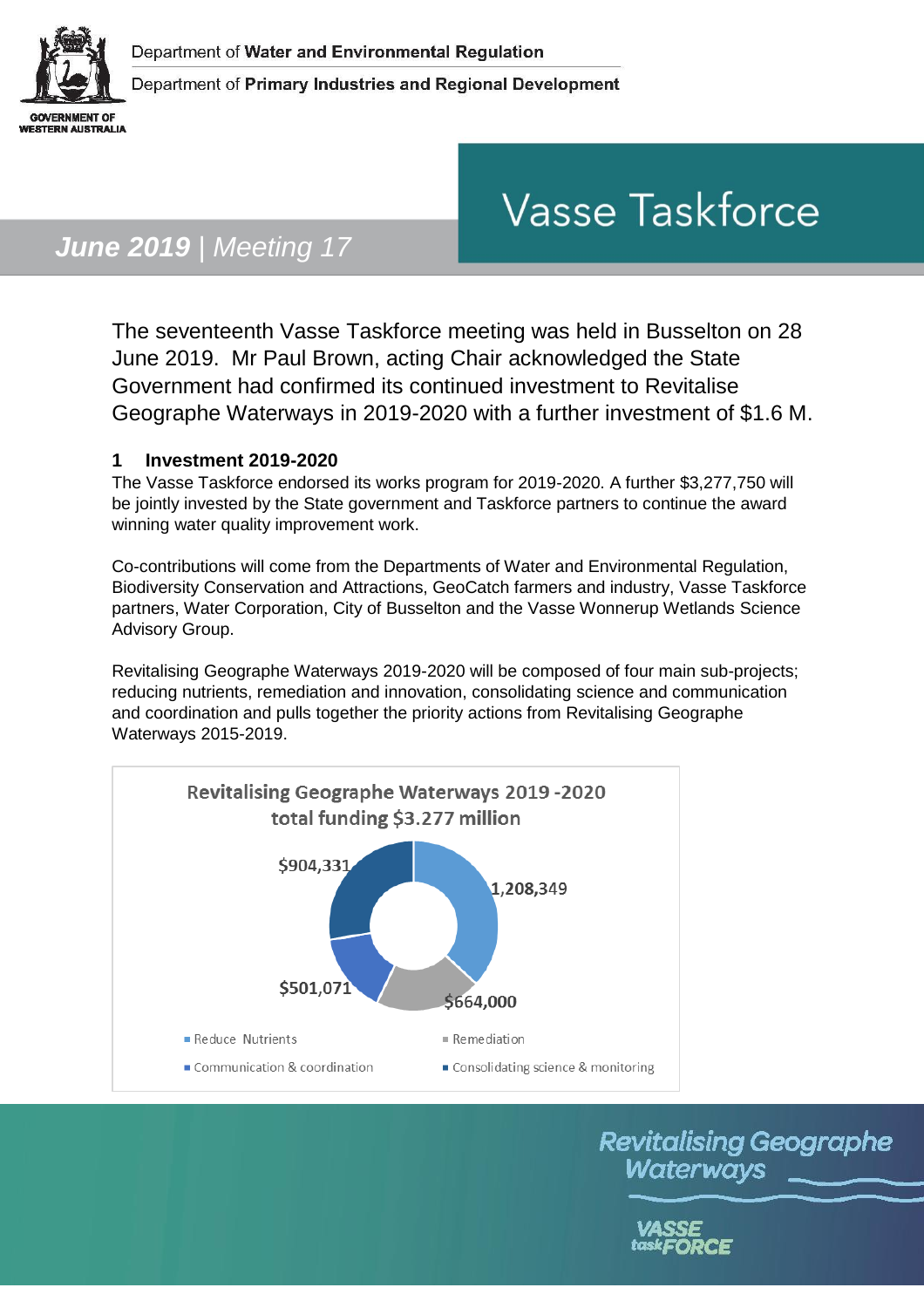Department of **Water and Environmental Regulation**

Department of **Primary Industries and Regional Development**

# Vasse Taskforce

***June 2019** | Meeting 17*

The seventeenth Vasse Taskforce meeting was held in Busselton on 28 June 2019. Mr Paul Brown, acting Chair acknowledged the State Government had confirmed its continued investment to Revitalise Geographe Waterways in 2019-2020 with a further investment of $1.6 M.

## 1 Investment 2019-2020

The Vasse Taskforce endorsed its works program for 2019-2020. A further $3,277,750 will be jointly invested by the State government and Taskforce partners to continue the award winning water quality improvement work.

Co-contributions will come from the Departments of Water and Environmental Regulation, Biodiversity Conservation and Attractions, GeoCatch farmers and industry, Vasse Taskforce partners, Water Corporation, City of Busselton and the Vasse Wonnerup Wetlands Science Advisory Group.

Revitalising Geographe Waterways 2019-2020 will be composed of four main sub-projects; reducing nutrients, remediation and innovation, consolidating science and communication and coordination and pulls together the priority actions from Revitalising Geographe Waterways 2015-2019.

**Revitalising Geographe Waterways 2019 -2020 total funding $3.277 million**

| Sub-project | Funding |
|---|---|
| Reduce Nutrients | 1,208,349 |
| Remediation | $664,000 |
| Communication & coordination | $501,071 |
| Consolidating science & monitoring | $904,331 |

Revitalising Geographe Waterways

VASSE taskFORCE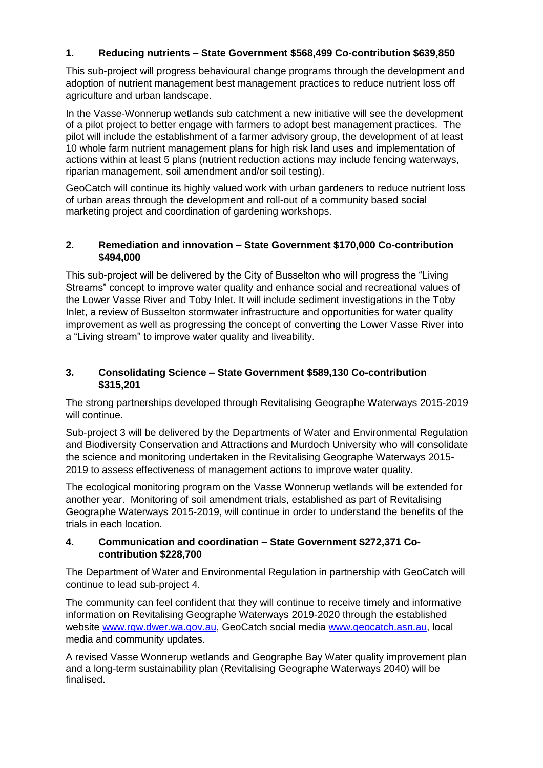## 1. Reducing nutrients – State Government $568,499 Co-contribution $639,850

This sub-project will progress behavioural change programs through the development and adoption of nutrient management best management practices to reduce nutrient loss off agriculture and urban landscape.

In the Vasse-Wonnerup wetlands sub catchment a new initiative will see the development of a pilot project to better engage with farmers to adopt best management practices. The pilot will include the establishment of a farmer advisory group, the development of at least 10 whole farm nutrient management plans for high risk land uses and implementation of actions within at least 5 plans (nutrient reduction actions may include fencing waterways, riparian management, soil amendment and/or soil testing).

GeoCatch will continue its highly valued work with urban gardeners to reduce nutrient loss of urban areas through the development and roll-out of a community based social marketing project and coordination of gardening workshops.

## 2. Remediation and innovation – State Government $170,000 Co-contribution $494,000

This sub-project will be delivered by the City of Busselton who will progress the "Living Streams" concept to improve water quality and enhance social and recreational values of the Lower Vasse River and Toby Inlet. It will include sediment investigations in the Toby Inlet, a review of Busselton stormwater infrastructure and opportunities for water quality improvement as well as progressing the concept of converting the Lower Vasse River into a "Living stream" to improve water quality and liveability.

## 3. Consolidating Science – State Government $589,130 Co-contribution $315,201

The strong partnerships developed through Revitalising Geographe Waterways 2015-2019 will continue.

Sub-project 3 will be delivered by the Departments of Water and Environmental Regulation and Biodiversity Conservation and Attractions and Murdoch University who will consolidate the science and monitoring undertaken in the Revitalising Geographe Waterways 2015-2019 to assess effectiveness of management actions to improve water quality.

The ecological monitoring program on the Vasse Wonnerup wetlands will be extended for another year. Monitoring of soil amendment trials, established as part of Revitalising Geographe Waterways 2015-2019, will continue in order to understand the benefits of the trials in each location.

## 4. Communication and coordination – State Government $272,371 Co-contribution $228,700

The Department of Water and Environmental Regulation in partnership with GeoCatch will continue to lead sub-project 4.

The community can feel confident that they will continue to receive timely and informative information on Revitalising Geographe Waterways 2019-2020 through the established website www.rgw.dwer.wa.gov.au, GeoCatch social media www.geocatch.asn.au, local media and community updates.

A revised Vasse Wonnerup wetlands and Geographe Bay Water quality improvement plan and a long-term sustainability plan (Revitalising Geographe Waterways 2040) will be finalised.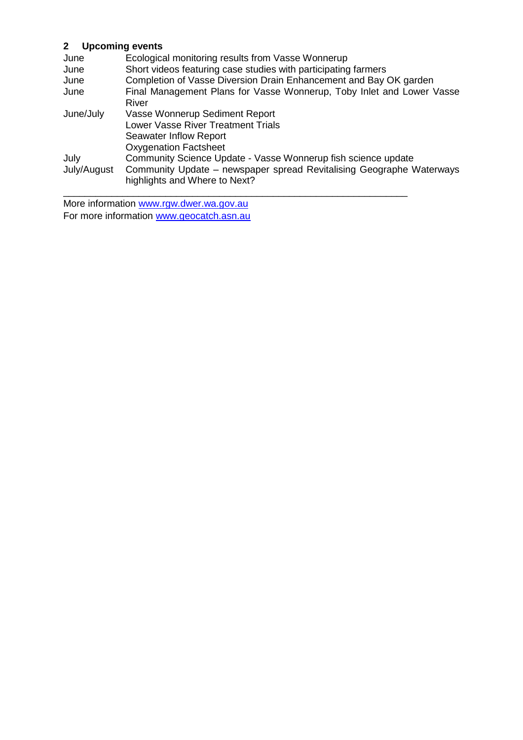## 2 Upcoming events

| | |
|---|---|
| June | Ecological monitoring results from Vasse Wonnerup |
| June | Short videos featuring case studies with participating farmers |
| June | Completion of Vasse Diversion Drain Enhancement and Bay OK garden |
| June | Final Management Plans for Vasse Wonnerup, Toby Inlet and Lower Vasse River |
| June/July | Vasse Wonnerup Sediment Report<br>Lower Vasse River Treatment Trials<br>Seawater Inflow Report<br>Oxygenation Factsheet |
| July | Community Science Update - Vasse Wonnerup fish science update |
| July/August | Community Update – newspaper spread Revitalising Geographe Waterways highlights and Where to Next? |

---

More information [www.rgw.dwer.wa.gov.au](http://www.rgw.dwer.wa.gov.au)
For more information [www.geocatch.asn.au](http://www.geocatch.asn.au)